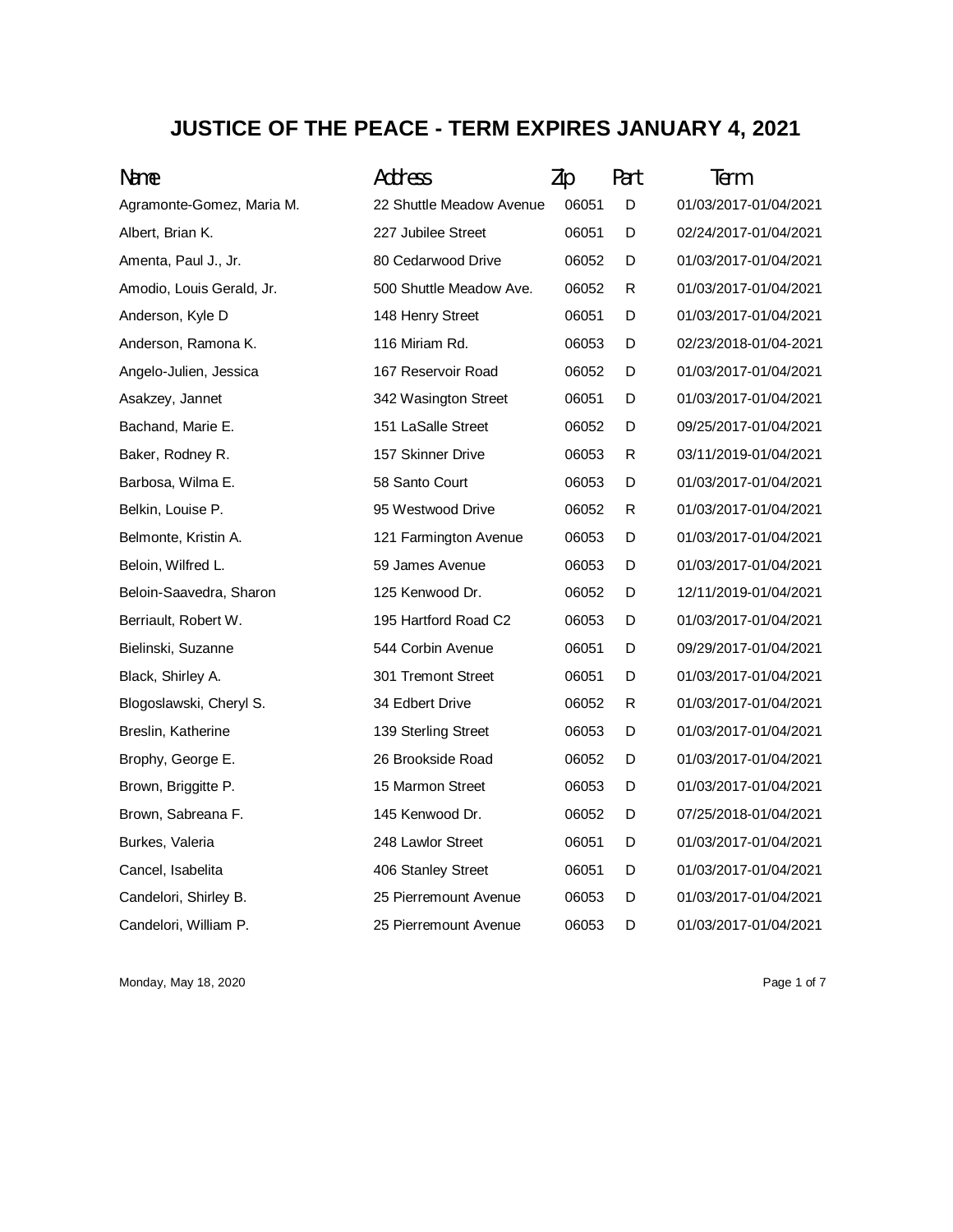# JUSTICE OF THE PEACE - TERM EXPIRES JANUARY 4, 2021

| Name | Address | Zip | Part | Term |
|---|---|---|---|---|
| Agramonte-Gomez, Maria M. | 22 Shuttle Meadow Avenue | 06051 | D | 01/03/2017-01/04/2021 |
| Albert, Brian K. | 227 Jubilee Street | 06051 | D | 02/24/2017-01/04/2021 |
| Amenta, Paul J., Jr. | 80 Cedarwood Drive | 06052 | D | 01/03/2017-01/04/2021 |
| Amodio, Louis Gerald, Jr. | 500 Shuttle Meadow Ave. | 06052 | R | 01/03/2017-01/04/2021 |
| Anderson, Kyle D | 148 Henry Street | 06051 | D | 01/03/2017-01/04/2021 |
| Anderson, Ramona K. | 116 Miriam Rd. | 06053 | D | 02/23/2018-01/04-2021 |
| Angelo-Julien, Jessica | 167 Reservoir Road | 06052 | D | 01/03/2017-01/04/2021 |
| Asakzey, Jannet | 342 Wasington Street | 06051 | D | 01/03/2017-01/04/2021 |
| Bachand, Marie E. | 151 LaSalle Street | 06052 | D | 09/25/2017-01/04/2021 |
| Baker, Rodney R. | 157 Skinner Drive | 06053 | R | 03/11/2019-01/04/2021 |
| Barbosa, Wilma E. | 58 Santo Court | 06053 | D | 01/03/2017-01/04/2021 |
| Belkin, Louise P. | 95 Westwood Drive | 06052 | R | 01/03/2017-01/04/2021 |
| Belmonte, Kristin A. | 121 Farmington Avenue | 06053 | D | 01/03/2017-01/04/2021 |
| Beloin, Wilfred L. | 59 James Avenue | 06053 | D | 01/03/2017-01/04/2021 |
| Beloin-Saavedra, Sharon | 125 Kenwood Dr. | 06052 | D | 12/11/2019-01/04/2021 |
| Berriault, Robert W. | 195 Hartford Road C2 | 06053 | D | 01/03/2017-01/04/2021 |
| Bielinski, Suzanne | 544 Corbin Avenue | 06051 | D | 09/29/2017-01/04/2021 |
| Black, Shirley A. | 301 Tremont Street | 06051 | D | 01/03/2017-01/04/2021 |
| Blogoslawski, Cheryl S. | 34 Edbert Drive | 06052 | R | 01/03/2017-01/04/2021 |
| Breslin, Katherine | 139 Sterling Street | 06053 | D | 01/03/2017-01/04/2021 |
| Brophy, George E. | 26 Brookside Road | 06052 | D | 01/03/2017-01/04/2021 |
| Brown, Briggitte P. | 15 Marmon Street | 06053 | D | 01/03/2017-01/04/2021 |
| Brown, Sabreana F. | 145 Kenwood Dr. | 06052 | D | 07/25/2018-01/04/2021 |
| Burkes, Valeria | 248 Lawlor Street | 06051 | D | 01/03/2017-01/04/2021 |
| Cancel, Isabelita | 406 Stanley Street | 06051 | D | 01/03/2017-01/04/2021 |
| Candelori, Shirley B. | 25 Pierremount Avenue | 06053 | D | 01/03/2017-01/04/2021 |
| Candelori, William P. | 25 Pierremount Avenue | 06053 | D | 01/03/2017-01/04/2021 |

Monday, May 18, 2020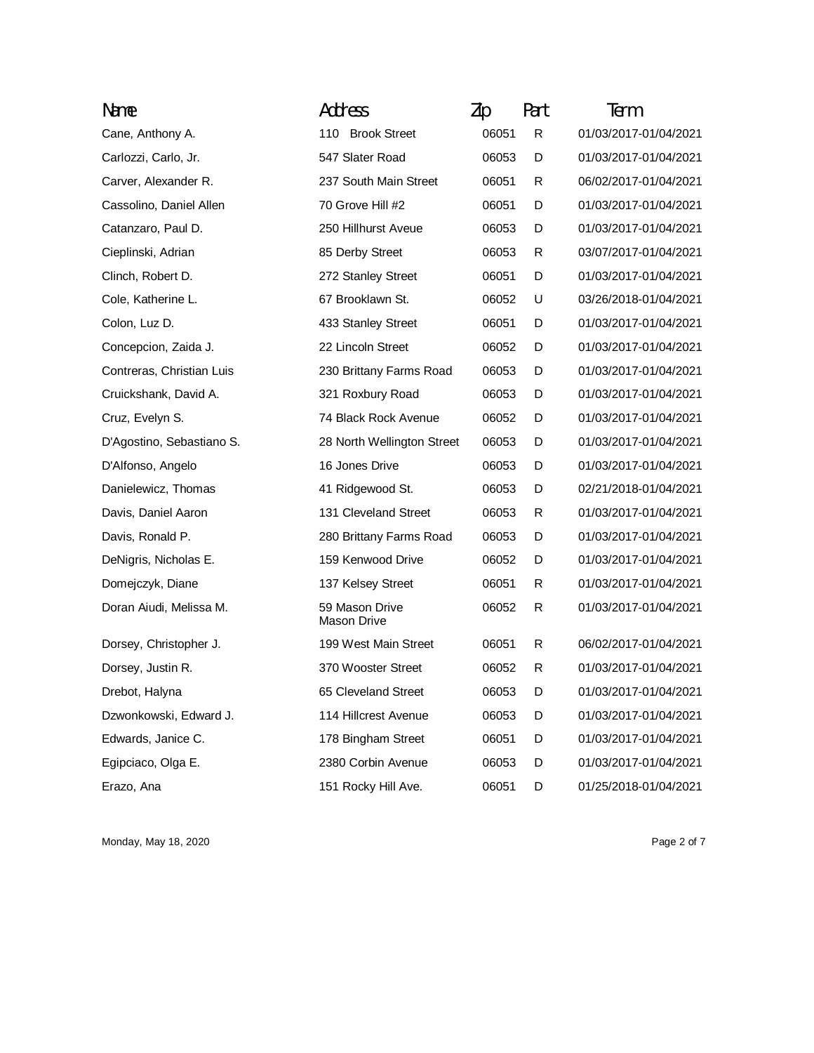| Name | Address | Zip | Part | Term |
|---|---|---|---|---|
| Cane, Anthony A. | 110 Brook Street | 06051 | R | 01/03/2017-01/04/2021 |
| Carlozzi, Carlo, Jr. | 547 Slater Road | 06053 | D | 01/03/2017-01/04/2021 |
| Carver, Alexander R. | 237 South Main Street | 06051 | R | 06/02/2017-01/04/2021 |
| Cassolino, Daniel Allen | 70 Grove Hill #2 | 06051 | D | 01/03/2017-01/04/2021 |
| Catanzaro, Paul D. | 250 Hillhurst Aveue | 06053 | D | 01/03/2017-01/04/2021 |
| Cieplinski, Adrian | 85 Derby Street | 06053 | R | 03/07/2017-01/04/2021 |
| Clinch, Robert D. | 272 Stanley Street | 06051 | D | 01/03/2017-01/04/2021 |
| Cole, Katherine L. | 67 Brooklawn St. | 06052 | U | 03/26/2018-01/04/2021 |
| Colon, Luz D. | 433 Stanley Street | 06051 | D | 01/03/2017-01/04/2021 |
| Concepcion, Zaida J. | 22 Lincoln Street | 06052 | D | 01/03/2017-01/04/2021 |
| Contreras, Christian Luis | 230 Brittany Farms Road | 06053 | D | 01/03/2017-01/04/2021 |
| Cruickshank, David A. | 321 Roxbury Road | 06053 | D | 01/03/2017-01/04/2021 |
| Cruz, Evelyn S. | 74 Black Rock Avenue | 06052 | D | 01/03/2017-01/04/2021 |
| D'Agostino, Sebastiano S. | 28 North Wellington Street | 06053 | D | 01/03/2017-01/04/2021 |
| D'Alfonso, Angelo | 16 Jones Drive | 06053 | D | 01/03/2017-01/04/2021 |
| Danielewicz, Thomas | 41 Ridgewood St. | 06053 | D | 02/21/2018-01/04/2021 |
| Davis, Daniel Aaron | 131 Cleveland Street | 06053 | R | 01/03/2017-01/04/2021 |
| Davis, Ronald P. | 280 Brittany Farms Road | 06053 | D | 01/03/2017-01/04/2021 |
| DeNigris, Nicholas E. | 159 Kenwood Drive | 06052 | D | 01/03/2017-01/04/2021 |
| Domejczyk, Diane | 137 Kelsey Street | 06051 | R | 01/03/2017-01/04/2021 |
| Doran Aiudi, Melissa M. | 59 Mason Drive Mason Drive | 06052 | R | 01/03/2017-01/04/2021 |
| Dorsey, Christopher J. | 199 West Main Street | 06051 | R | 06/02/2017-01/04/2021 |
| Dorsey, Justin R. | 370 Wooster Street | 06052 | R | 01/03/2017-01/04/2021 |
| Drebot, Halyna | 65 Cleveland Street | 06053 | D | 01/03/2017-01/04/2021 |
| Dzwonkowski, Edward J. | 114 Hillcrest Avenue | 06053 | D | 01/03/2017-01/04/2021 |
| Edwards, Janice C. | 178 Bingham Street | 06051 | D | 01/03/2017-01/04/2021 |
| Egipciaco, Olga E. | 2380 Corbin Avenue | 06053 | D | 01/03/2017-01/04/2021 |
| Erazo, Ana | 151 Rocky Hill Ave. | 06051 | D | 01/25/2018-01/04/2021 |

Monday, May 18, 2020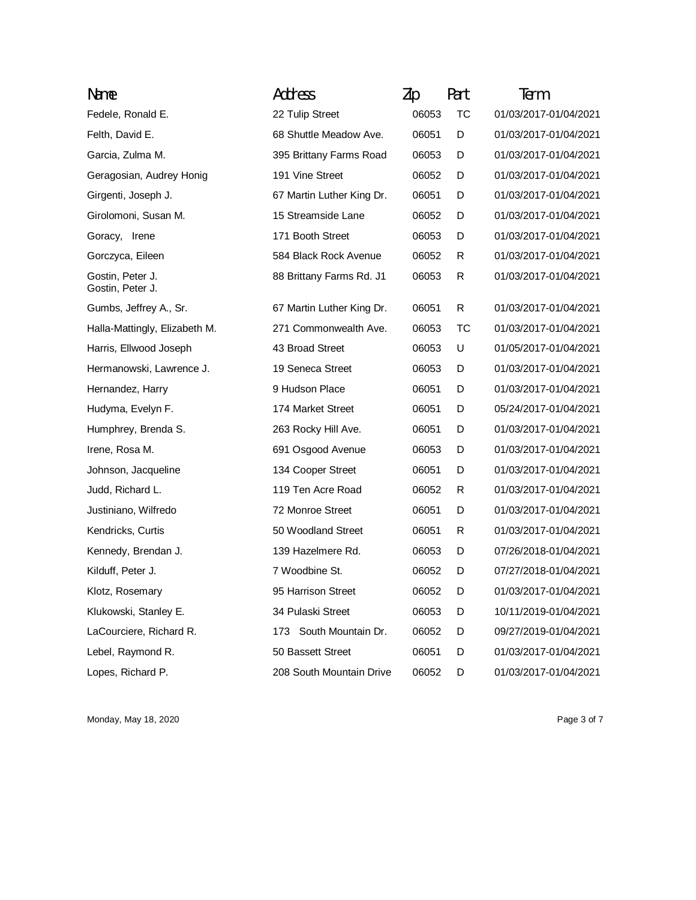| Name | Address | Zip | Part | Term |
| --- | --- | --- | --- | --- |
| Fedele, Ronald E. | 22 Tulip Street | 06053 | TC | 01/03/2017-01/04/2021 |
| Felth, David E. | 68 Shuttle Meadow Ave. | 06051 | D | 01/03/2017-01/04/2021 |
| Garcia, Zulma M. | 395 Brittany Farms Road | 06053 | D | 01/03/2017-01/04/2021 |
| Geragosian, Audrey Honig | 191 Vine Street | 06052 | D | 01/03/2017-01/04/2021 |
| Girgenti, Joseph J. | 67 Martin Luther King Dr. | 06051 | D | 01/03/2017-01/04/2021 |
| Girolomoni, Susan M. | 15 Streamside Lane | 06052 | D | 01/03/2017-01/04/2021 |
| Goracy, Irene | 171 Booth Street | 06053 | D | 01/03/2017-01/04/2021 |
| Gorczyca, Eileen | 584 Black Rock Avenue | 06052 | R | 01/03/2017-01/04/2021 |
| Gostin, Peter J. Gostin, Peter J. | 88 Brittany Farms Rd. J1 | 06053 | R | 01/03/2017-01/04/2021 |
| Gumbs, Jeffrey A., Sr. | 67 Martin Luther King Dr. | 06051 | R | 01/03/2017-01/04/2021 |
| Halla-Mattingly, Elizabeth M. | 271 Commonwealth Ave. | 06053 | TC | 01/03/2017-01/04/2021 |
| Harris, Ellwood Joseph | 43 Broad Street | 06053 | U | 01/05/2017-01/04/2021 |
| Hermanowski, Lawrence J. | 19 Seneca Street | 06053 | D | 01/03/2017-01/04/2021 |
| Hernandez, Harry | 9 Hudson Place | 06051 | D | 01/03/2017-01/04/2021 |
| Hudyma, Evelyn F. | 174 Market Street | 06051 | D | 05/24/2017-01/04/2021 |
| Humphrey, Brenda S. | 263 Rocky Hill Ave. | 06051 | D | 01/03/2017-01/04/2021 |
| Irene, Rosa M. | 691 Osgood Avenue | 06053 | D | 01/03/2017-01/04/2021 |
| Johnson, Jacqueline | 134 Cooper Street | 06051 | D | 01/03/2017-01/04/2021 |
| Judd, Richard L. | 119 Ten Acre Road | 06052 | R | 01/03/2017-01/04/2021 |
| Justiniano, Wilfredo | 72 Monroe Street | 06051 | D | 01/03/2017-01/04/2021 |
| Kendricks, Curtis | 50 Woodland Street | 06051 | R | 01/03/2017-01/04/2021 |
| Kennedy, Brendan J. | 139 Hazelmere Rd. | 06053 | D | 07/26/2018-01/04/2021 |
| Kilduff, Peter J. | 7 Woodbine St. | 06052 | D | 07/27/2018-01/04/2021 |
| Klotz, Rosemary | 95 Harrison Street | 06052 | D | 01/03/2017-01/04/2021 |
| Klukowski, Stanley E. | 34 Pulaski Street | 06053 | D | 10/11/2019-01/04/2021 |
| LaCourciere, Richard R. | 173 South Mountain Dr. | 06052 | D | 09/27/2019-01/04/2021 |
| Lebel, Raymond R. | 50 Bassett Street | 06051 | D | 01/03/2017-01/04/2021 |
| Lopes, Richard P. | 208 South Mountain Drive | 06052 | D | 01/03/2017-01/04/2021 |

Monday, May 18, 2020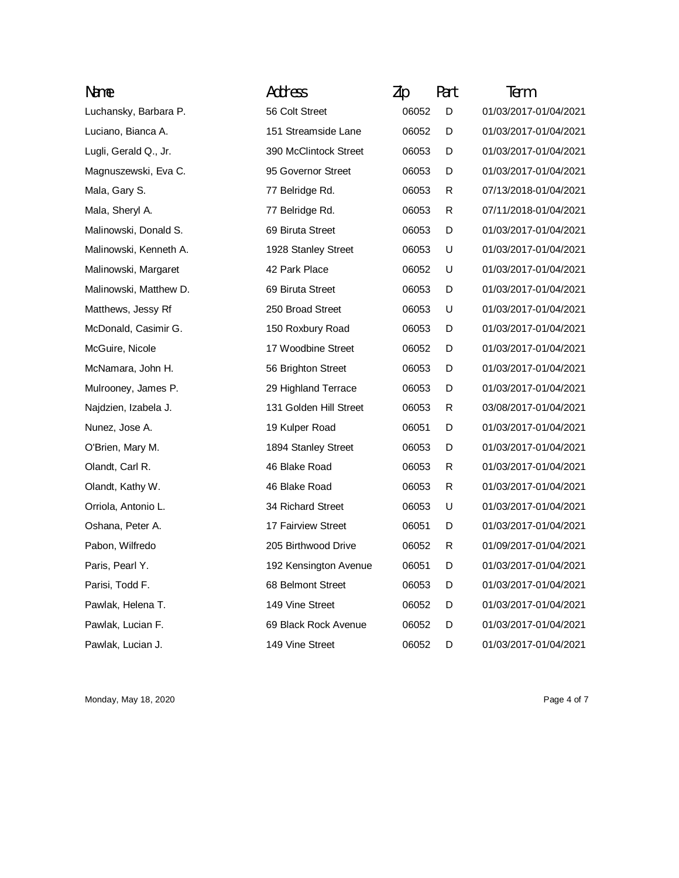| Name | Address | Zip | Part | Term |
| --- | --- | --- | --- | --- |
| Luchansky, Barbara P. | 56 Colt Street | 06052 | D | 01/03/2017-01/04/2021 |
| Luciano, Bianca A. | 151 Streamside Lane | 06052 | D | 01/03/2017-01/04/2021 |
| Lugli, Gerald Q., Jr. | 390 McClintock Street | 06053 | D | 01/03/2017-01/04/2021 |
| Magnuszewski, Eva C. | 95 Governor Street | 06053 | D | 01/03/2017-01/04/2021 |
| Mala, Gary S. | 77 Belridge Rd. | 06053 | R | 07/13/2018-01/04/2021 |
| Mala, Sheryl A. | 77 Belridge Rd. | 06053 | R | 07/11/2018-01/04/2021 |
| Malinowski, Donald S. | 69 Biruta Street | 06053 | D | 01/03/2017-01/04/2021 |
| Malinowski, Kenneth A. | 1928 Stanley Street | 06053 | U | 01/03/2017-01/04/2021 |
| Malinowski, Margaret | 42 Park Place | 06052 | U | 01/03/2017-01/04/2021 |
| Malinowski, Matthew D. | 69 Biruta Street | 06053 | D | 01/03/2017-01/04/2021 |
| Matthews, Jessy Rf | 250 Broad Street | 06053 | U | 01/03/2017-01/04/2021 |
| McDonald, Casimir G. | 150 Roxbury Road | 06053 | D | 01/03/2017-01/04/2021 |
| McGuire, Nicole | 17 Woodbine Street | 06052 | D | 01/03/2017-01/04/2021 |
| McNamara, John H. | 56 Brighton Street | 06053 | D | 01/03/2017-01/04/2021 |
| Mulrooney, James P. | 29 Highland Terrace | 06053 | D | 01/03/2017-01/04/2021 |
| Najdzien, Izabela J. | 131 Golden Hill Street | 06053 | R | 03/08/2017-01/04/2021 |
| Nunez, Jose A. | 19 Kulper Road | 06051 | D | 01/03/2017-01/04/2021 |
| O'Brien, Mary M. | 1894 Stanley Street | 06053 | D | 01/03/2017-01/04/2021 |
| Olandt, Carl R. | 46 Blake Road | 06053 | R | 01/03/2017-01/04/2021 |
| Olandt, Kathy W. | 46 Blake Road | 06053 | R | 01/03/2017-01/04/2021 |
| Orriola, Antonio L. | 34 Richard Street | 06053 | U | 01/03/2017-01/04/2021 |
| Oshana, Peter A. | 17 Fairview Street | 06051 | D | 01/03/2017-01/04/2021 |
| Pabon, Wilfredo | 205 Birthwood Drive | 06052 | R | 01/09/2017-01/04/2021 |
| Paris, Pearl Y. | 192 Kensington Avenue | 06051 | D | 01/03/2017-01/04/2021 |
| Parisi, Todd F. | 68 Belmont Street | 06053 | D | 01/03/2017-01/04/2021 |
| Pawlak, Helena T. | 149 Vine Street | 06052 | D | 01/03/2017-01/04/2021 |
| Pawlak, Lucian F. | 69 Black Rock Avenue | 06052 | D | 01/03/2017-01/04/2021 |
| Pawlak, Lucian J. | 149 Vine Street | 06052 | D | 01/03/2017-01/04/2021 |

Monday, May 18, 2020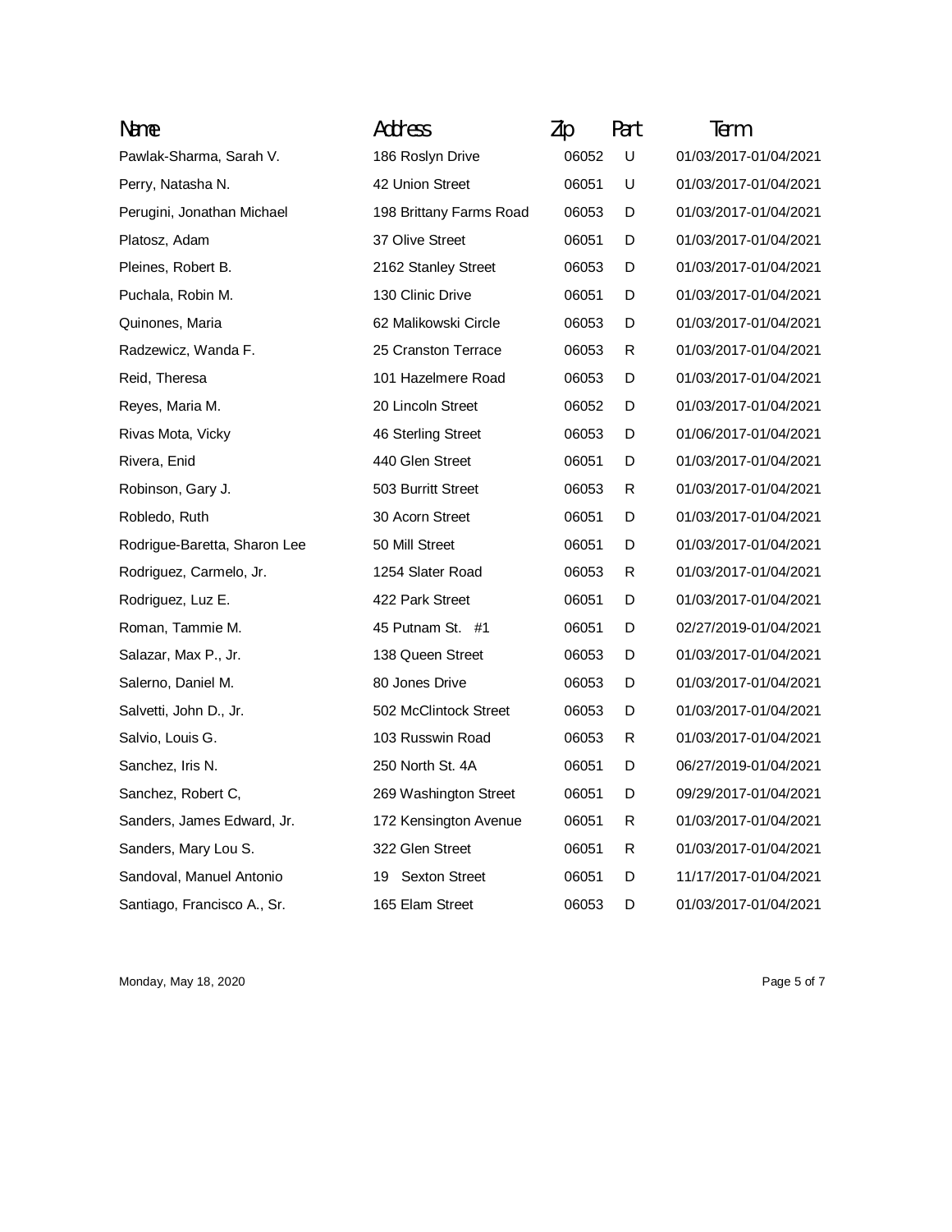| Name | Address | Zip | Part | Term |
| --- | --- | --- | --- | --- |
| Pawlak-Sharma, Sarah V. | 186 Roslyn Drive | 06052 | U | 01/03/2017-01/04/2021 |
| Perry, Natasha N. | 42 Union Street | 06051 | U | 01/03/2017-01/04/2021 |
| Perugini, Jonathan Michael | 198 Brittany Farms Road | 06053 | D | 01/03/2017-01/04/2021 |
| Platosz, Adam | 37 Olive Street | 06051 | D | 01/03/2017-01/04/2021 |
| Pleines, Robert B. | 2162 Stanley Street | 06053 | D | 01/03/2017-01/04/2021 |
| Puchala, Robin M. | 130 Clinic Drive | 06051 | D | 01/03/2017-01/04/2021 |
| Quinones, Maria | 62 Malikowski Circle | 06053 | D | 01/03/2017-01/04/2021 |
| Radzewicz, Wanda F. | 25 Cranston Terrace | 06053 | R | 01/03/2017-01/04/2021 |
| Reid, Theresa | 101 Hazelmere Road | 06053 | D | 01/03/2017-01/04/2021 |
| Reyes, Maria M. | 20 Lincoln Street | 06052 | D | 01/03/2017-01/04/2021 |
| Rivas Mota, Vicky | 46 Sterling Street | 06053 | D | 01/06/2017-01/04/2021 |
| Rivera, Enid | 440 Glen Street | 06051 | D | 01/03/2017-01/04/2021 |
| Robinson, Gary J. | 503 Burritt Street | 06053 | R | 01/03/2017-01/04/2021 |
| Robledo, Ruth | 30 Acorn Street | 06051 | D | 01/03/2017-01/04/2021 |
| Rodrigue-Baretta, Sharon Lee | 50 Mill Street | 06051 | D | 01/03/2017-01/04/2021 |
| Rodriguez, Carmelo, Jr. | 1254 Slater Road | 06053 | R | 01/03/2017-01/04/2021 |
| Rodriguez, Luz E. | 422 Park Street | 06051 | D | 01/03/2017-01/04/2021 |
| Roman, Tammie M. | 45 Putnam St. #1 | 06051 | D | 02/27/2019-01/04/2021 |
| Salazar, Max P., Jr. | 138 Queen Street | 06053 | D | 01/03/2017-01/04/2021 |
| Salerno, Daniel M. | 80 Jones Drive | 06053 | D | 01/03/2017-01/04/2021 |
| Salvetti, John D., Jr. | 502 McClintock Street | 06053 | D | 01/03/2017-01/04/2021 |
| Salvio, Louis G. | 103 Russwin Road | 06053 | R | 01/03/2017-01/04/2021 |
| Sanchez, Iris N. | 250 North St. 4A | 06051 | D | 06/27/2019-01/04/2021 |
| Sanchez, Robert C, | 269 Washington Street | 06051 | D | 09/29/2017-01/04/2021 |
| Sanders, James Edward, Jr. | 172 Kensington Avenue | 06051 | R | 01/03/2017-01/04/2021 |
| Sanders, Mary Lou S. | 322 Glen Street | 06051 | R | 01/03/2017-01/04/2021 |
| Sandoval, Manuel Antonio | 19 Sexton Street | 06051 | D | 11/17/2017-01/04/2021 |
| Santiago, Francisco A., Sr. | 165 Elam Street | 06053 | D | 01/03/2017-01/04/2021 |

Monday, May 18, 2020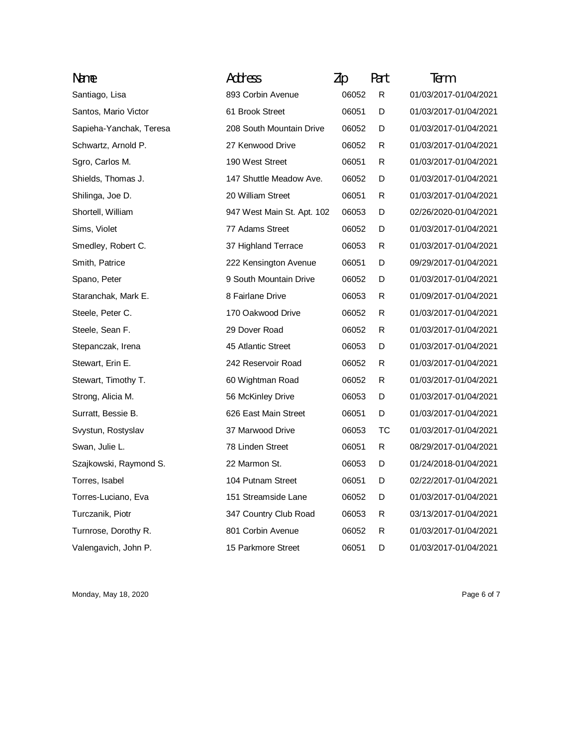| Name | Address | Zip | Part | Term |
|---|---|---|---|---|
| Santiago, Lisa | 893 Corbin Avenue | 06052 | R | 01/03/2017-01/04/2021 |
| Santos, Mario Victor | 61 Brook Street | 06051 | D | 01/03/2017-01/04/2021 |
| Sapieha-Yanchak, Teresa | 208 South Mountain Drive | 06052 | D | 01/03/2017-01/04/2021 |
| Schwartz, Arnold P. | 27 Kenwood Drive | 06052 | R | 01/03/2017-01/04/2021 |
| Sgro, Carlos M. | 190 West Street | 06051 | R | 01/03/2017-01/04/2021 |
| Shields, Thomas J. | 147 Shuttle Meadow Ave. | 06052 | D | 01/03/2017-01/04/2021 |
| Shilinga, Joe D. | 20 William Street | 06051 | R | 01/03/2017-01/04/2021 |
| Shortell, William | 947 West Main St. Apt. 102 | 06053 | D | 02/26/2020-01/04/2021 |
| Sims, Violet | 77 Adams Street | 06052 | D | 01/03/2017-01/04/2021 |
| Smedley, Robert C. | 37 Highland Terrace | 06053 | R | 01/03/2017-01/04/2021 |
| Smith, Patrice | 222 Kensington Avenue | 06051 | D | 09/29/2017-01/04/2021 |
| Spano, Peter | 9 South Mountain Drive | 06052 | D | 01/03/2017-01/04/2021 |
| Staranchak, Mark E. | 8 Fairlane Drive | 06053 | R | 01/09/2017-01/04/2021 |
| Steele, Peter C. | 170 Oakwood Drive | 06052 | R | 01/03/2017-01/04/2021 |
| Steele, Sean F. | 29 Dover Road | 06052 | R | 01/03/2017-01/04/2021 |
| Stepanczak, Irena | 45 Atlantic Street | 06053 | D | 01/03/2017-01/04/2021 |
| Stewart, Erin E. | 242 Reservoir Road | 06052 | R | 01/03/2017-01/04/2021 |
| Stewart, Timothy T. | 60 Wightman Road | 06052 | R | 01/03/2017-01/04/2021 |
| Strong, Alicia M. | 56 McKinley Drive | 06053 | D | 01/03/2017-01/04/2021 |
| Surratt, Bessie B. | 626 East Main Street | 06051 | D | 01/03/2017-01/04/2021 |
| Svystun, Rostyslav | 37 Marwood Drive | 06053 | TC | 01/03/2017-01/04/2021 |
| Swan, Julie L. | 78 Linden Street | 06051 | R | 08/29/2017-01/04/2021 |
| Szajkowski, Raymond S. | 22 Marmon St. | 06053 | D | 01/24/2018-01/04/2021 |
| Torres, Isabel | 104 Putnam Street | 06051 | D | 02/22/2017-01/04/2021 |
| Torres-Luciano, Eva | 151 Streamside Lane | 06052 | D | 01/03/2017-01/04/2021 |
| Turczanik, Piotr | 347 Country Club Road | 06053 | R | 03/13/2017-01/04/2021 |
| Turnrose, Dorothy R. | 801 Corbin Avenue | 06052 | R | 01/03/2017-01/04/2021 |
| Valengavich, John P. | 15 Parkmore Street | 06051 | D | 01/03/2017-01/04/2021 |

Monday, May 18, 2020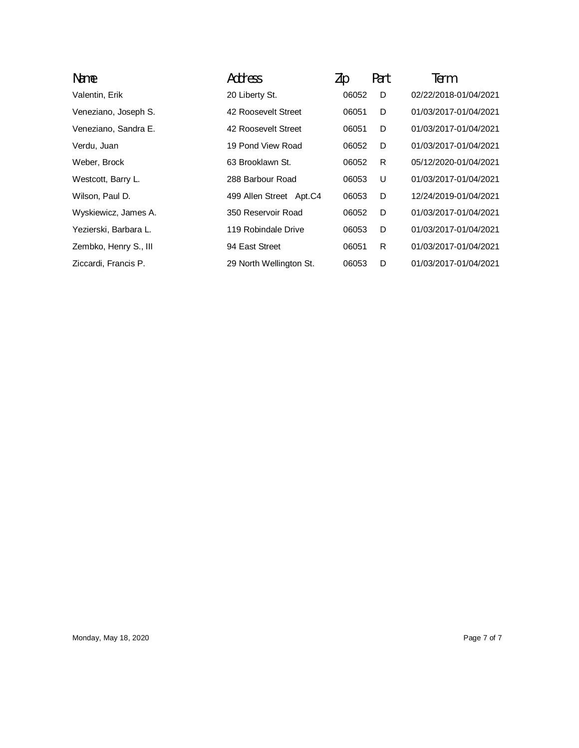| Name | Address | Zip | Part | Term |
| --- | --- | --- | --- | --- |
| Valentin, Erik | 20 Liberty St. | 06052 | D | 02/22/2018-01/04/2021 |
| Veneziano, Joseph S. | 42 Roosevelt Street | 06051 | D | 01/03/2017-01/04/2021 |
| Veneziano, Sandra E. | 42 Roosevelt Street | 06051 | D | 01/03/2017-01/04/2021 |
| Verdu, Juan | 19 Pond View Road | 06052 | D | 01/03/2017-01/04/2021 |
| Weber, Brock | 63 Brooklawn St. | 06052 | R | 05/12/2020-01/04/2021 |
| Westcott, Barry L. | 288 Barbour Road | 06053 | U | 01/03/2017-01/04/2021 |
| Wilson, Paul D. | 499 Allen Street Apt.C4 | 06053 | D | 12/24/2019-01/04/2021 |
| Wyskiewicz, James A. | 350 Reservoir Road | 06052 | D | 01/03/2017-01/04/2021 |
| Yezierski, Barbara L. | 119 Robindale Drive | 06053 | D | 01/03/2017-01/04/2021 |
| Zembko, Henry S., III | 94 East Street | 06051 | R | 01/03/2017-01/04/2021 |
| Ziccardi, Francis P. | 29 North Wellington St. | 06053 | D | 01/03/2017-01/04/2021 |

Monday, May 18, 2020